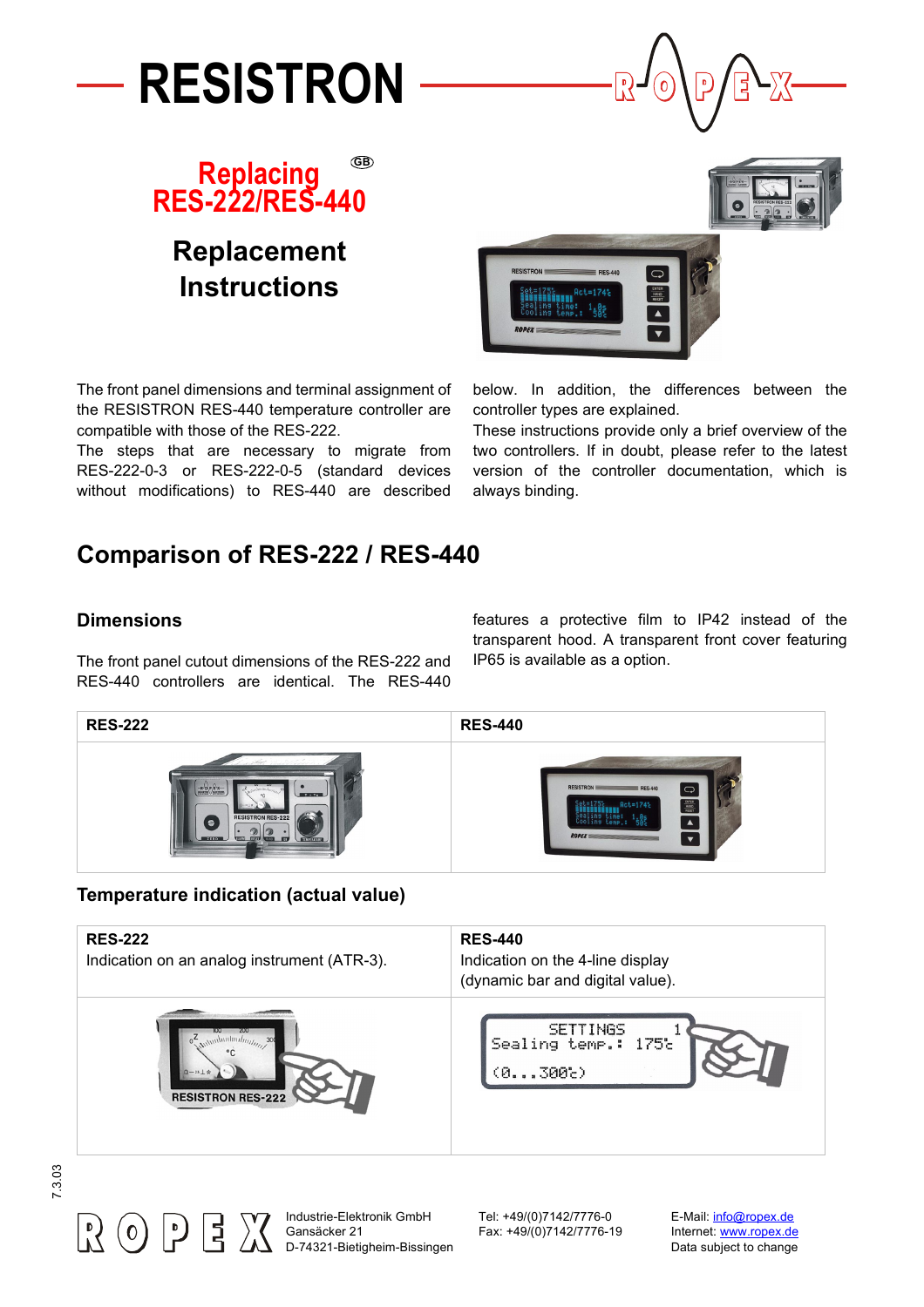# RESISTRON

## Replacing RES-222/RES-440

## Replacement Instructions

The front panel dimensions and terminal assignment of the RESISTRON RES-440 temperature controller are compatible with those of the RES-222.

The steps that are necessary to migrate from RES-222-0-3 or RES-222-0-5 (standard devices without modifications) to RES-440 are described below. In addition, the differences between the controller types are explained.

These instructions provide only a brief overview of the two controllers. If in doubt, please refer to the latest version of the controller documentation, which is always binding.

## Comparison of RES-222 / RES-440

### Dimensions

The front panel cutout dimensions of the RES-222 and RES-440 controllers are identical. The RES-440 features a protective film to IP42 instead of the transparent hood. A transparent front cover featuring IP65 is available as a option.

| RES-222 | RES-440 |
|---|---|
| | |

### Temperature indication (actual value)

| RES-222 | RES-440 |
|---|---|
| Indication on an analog instrument (ATR-3). | Indication on the 4-line display (dynamic bar and digital value). |
| | |

Industrie-Elektronik GmbH
Gansäcker 21
D-74321-Bietigheim-Bissingen

Tel: +49/(0)7142/7776-0
Fax: +49/(0)7142/7776-19

E-Mail: info@ropex.de
Internet: www.ropex.de
Data subject to change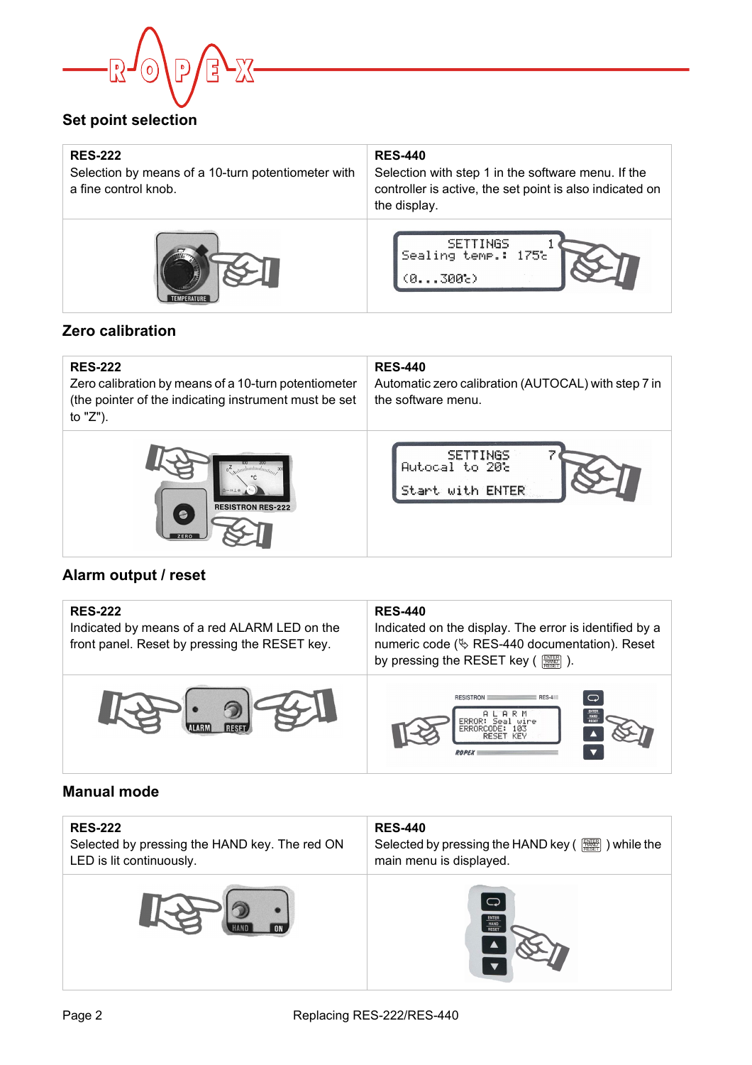## Set point selection

| RES-222 | RES-440 |
| --- | --- |
| Selection by means of a 10-turn potentiometer with a fine control knob. | Selection with step 1 in the software menu. If the controller is active, the set point is also indicated on the display. |

## Zero calibration

| RES-222 | RES-440 |
| --- | --- |
| Zero calibration by means of a 10-turn potentiometer (the pointer of the indicating instrument must be set to "Z"). | Automatic zero calibration (AUTOCAL) with step 7 in the software menu. |

## Alarm output / reset

| RES-222 | RES-440 |
| --- | --- |
| Indicated by means of a red ALARM LED on the front panel. Reset by pressing the RESET key. | Indicated on the display. The error is identified by a numeric code (✎ RES-440 documentation). Reset by pressing the RESET key ( ). |

## Manual mode

| RES-222 | RES-440 |
| --- | --- |
| Selected by pressing the HAND key. The red ON LED is lit continuously. | Selected by pressing the HAND key ( ) while the main menu is displayed. |

Replacing RES-222/RES-440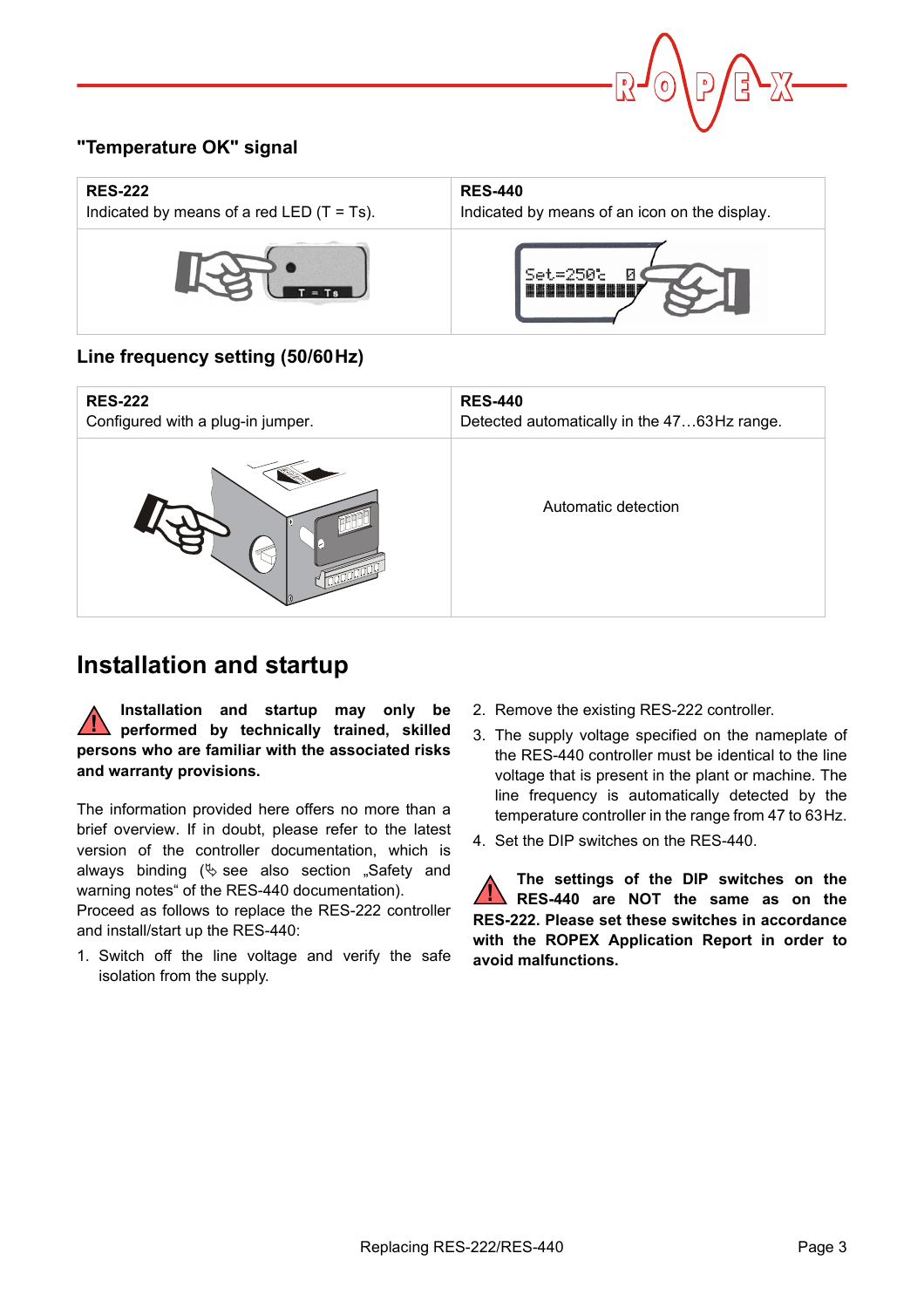### "Temperature OK" signal

| **RES-222**<br>Indicated by means of a red LED (T = Ts). | **RES-440**<br>Indicated by means of an icon on the display. |
|---|---|
| | |

### Line frequency setting (50/60 Hz)

| **RES-222**<br>Configured with a plug-in jumper. | **RES-440**<br>Detected automatically in the 47…63 Hz range. |
|---|---|
| | Automatic detection |

## Installation and startup

**Installation and startup may only be performed by technically trained, skilled persons who are familiar with the associated risks and warranty provisions.**

The information provided here offers no more than a brief overview. If in doubt, please refer to the latest version of the controller documentation, which is always binding (✎ see also section „Safety and warning notes“ of the RES-440 documentation).
Proceed as follows to replace the RES-222 controller and install/start up the RES-440:

1. Switch off the line voltage and verify the safe isolation from the supply.
2. Remove the existing RES-222 controller.
3. The supply voltage specified on the nameplate of the RES-440 controller must be identical to the line voltage that is present in the plant or machine. The line frequency is automatically detected by the temperature controller in the range from 47 to 63 Hz.
4. Set the DIP switches on the RES-440.

**The settings of the DIP switches on the RES-440 are NOT the same as on the RES-222. Please set these switches in accordance with the ROPEX Application Report in order to avoid malfunctions.**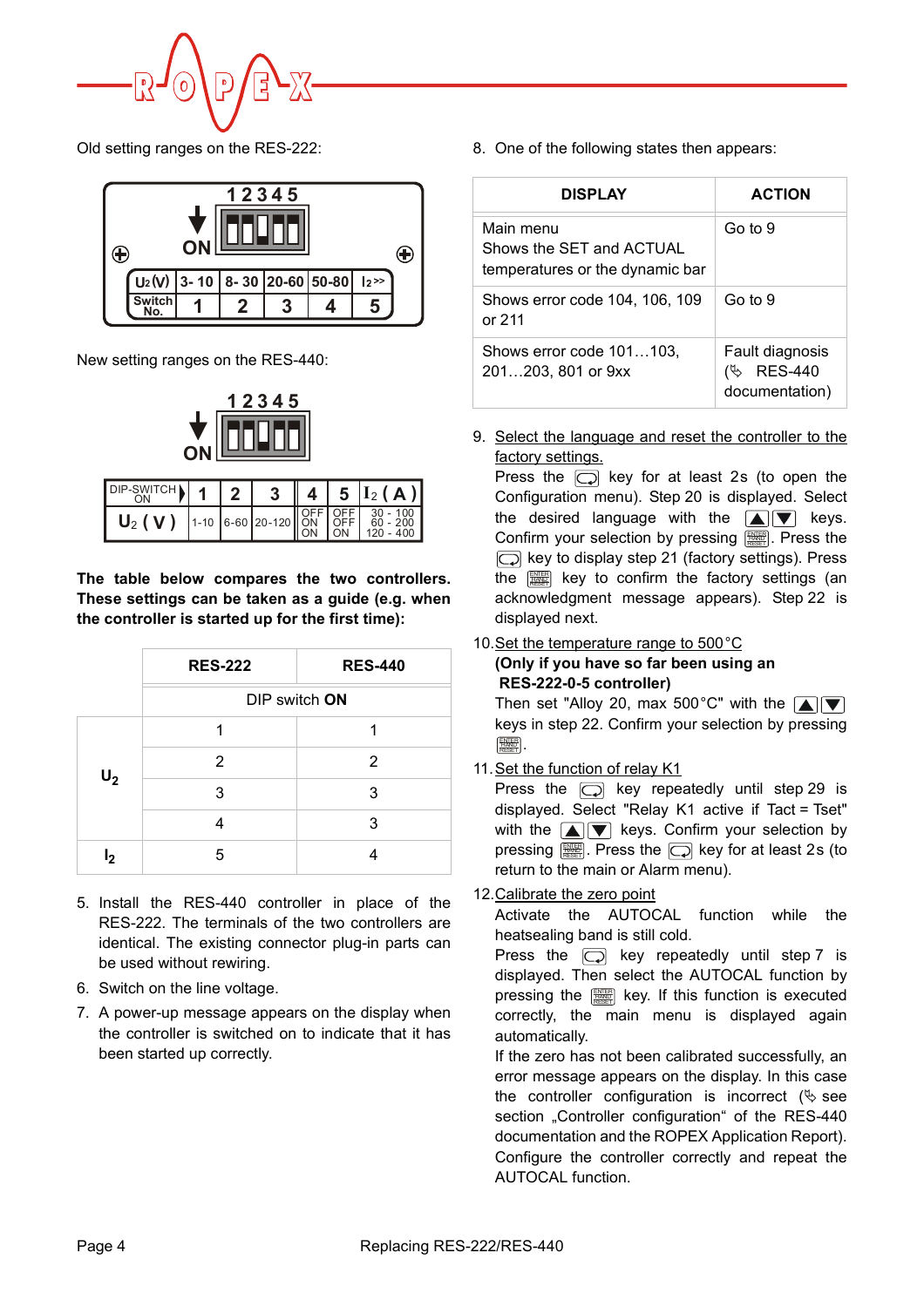Old setting ranges on the RES-222:

| $U_2$ (V) | 3- 10 | 8- 30 | 20-60 | 50-80 | $I_2$ >> |
|---|---|---|---|---|---|
| Switch No. | 1 | 2 | 3 | 4 | 5 |

New setting ranges on the RES-440:

| DIP-SWITCH ON | 1 | 2 | 3 | 4 | 5 | $I_2$ ( A ) |
|---|---|---|---|---|---|---|
| $U_2$ ( V ) | 1-10 | 6-60 | 20-120 | OFF<br>ON<br>ON | OFF<br>OFF<br>ON | 30 - 100<br>60 - 200<br>120 - 400 |

**The table below compares the two controllers. These settings can be taken as a guide (e.g. when the controller is started up for the first time):**

| | RES-222 | RES-440 |
|---|---|---|
| | DIP switch **ON** | |
| $U_2$ | 1 | 1 |
| | 2 | 2 |
| | 3 | 3 |
| | 4 | 3 |
| $I_2$ | 5 | 4 |

5. Install the RES-440 controller in place of the RES-222. The terminals of the two controllers are identical. The existing connector plug-in parts can be used without rewiring.
6. Switch on the line voltage.
7. A power-up message appears on the display when the controller is switched on to indicate that it has been started up correctly.
8. One of the following states then appears:

| DISPLAY | ACTION |
|---|---|
| Main menu<br>Shows the SET and ACTUAL temperatures or the dynamic bar | Go to 9 |
| Shows error code 104, 106, 109 or 211 | Go to 9 |
| Shows error code 101…103, 201…203, 801 or 9xx | Fault diagnosis (☞ RES-440 documentation) |

9. Select the language and reset the controller to the factory settings.
   Press the ⊂⊃ key for at least 2s (to open the Configuration menu). Step 20 is displayed. Select the desired language with the ▲▼ keys. Confirm your selection by pressing ENTER. Press the ⊂⊃ key to display step 21 (factory settings). Press the ENTER key to confirm the factory settings (an acknowledgment message appears). Step 22 is displayed next.
10. Set the temperature range to 500°C
    **(Only if you have so far been using an RES-222-0-5 controller)**
    Then set "Alloy 20, max 500°C" with the ▲▼ keys in step 22. Confirm your selection by pressing ENTER.
11. Set the function of relay K1
    Press the ⊂⊃ key repeatedly until step 29 is displayed. Select "Relay K1 active if Tact = Tset" with the ▲▼ keys. Confirm your selection by pressing ENTER. Press the ⊂⊃ key for at least 2s (to return to the main or Alarm menu).
12. Calibrate the zero point
    Activate the AUTOCAL function while the heatsealing band is still cold.
    Press the ⊂⊃ key repeatedly until step 7 is displayed. Then select the AUTOCAL function by pressing the ENTER key. If this function is executed correctly, the main menu is displayed again automatically.
    If the zero has not been calibrated successfully, an error message appears on the display. In this case the controller configuration is incorrect (☞ see section „Controller configuration" of the RES-440 documentation and the ROPEX Application Report). Configure the controller correctly and repeat the AUTOCAL function.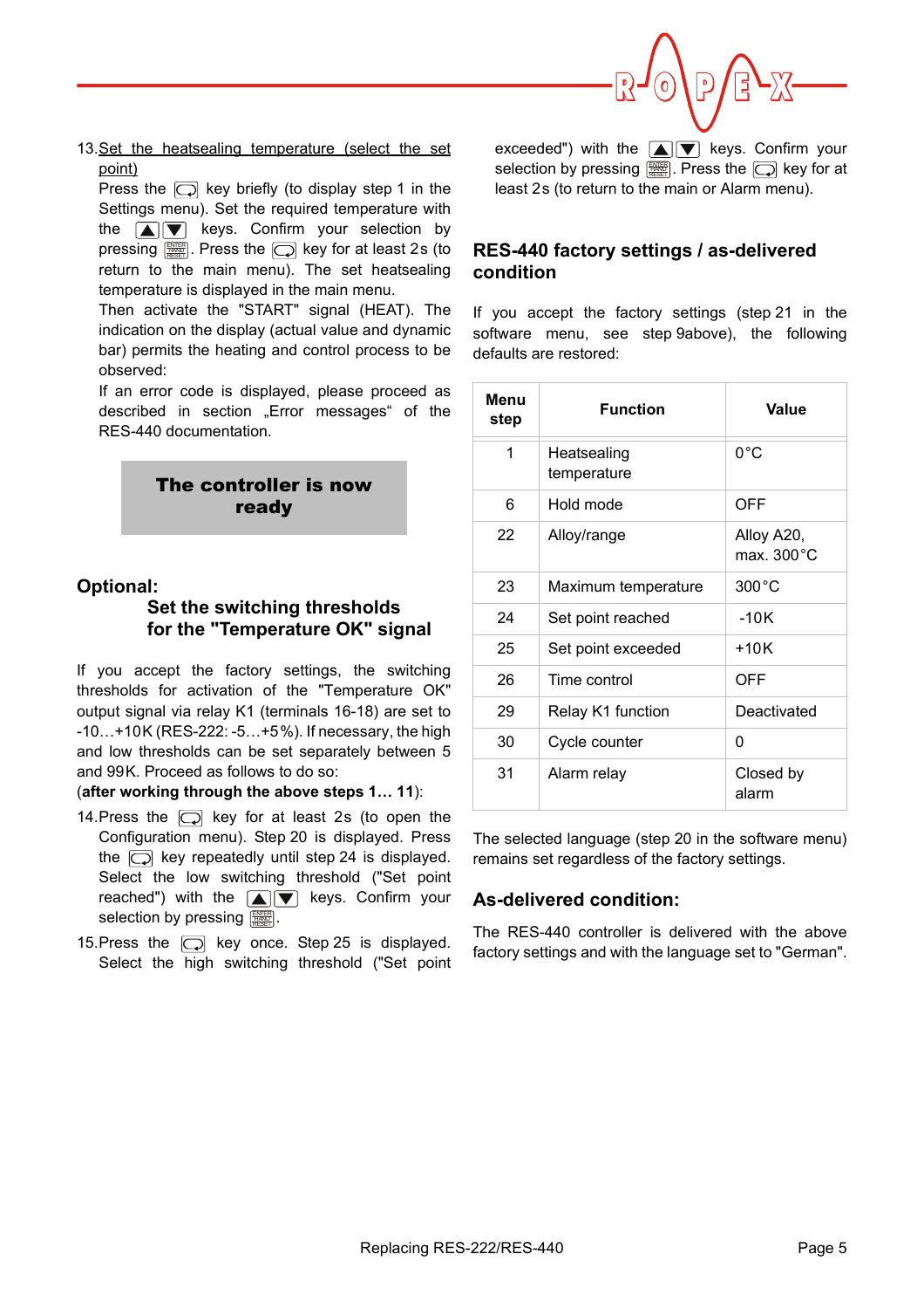13. Set the heatsealing temperature (select the set point)

    Press the [key] key briefly (to display step 1 in the Settings menu). Set the required temperature with the ▲▼ keys. Confirm your selection by pressing [ENTER]. Press the [key] key for at least 2s (to return to the main menu). The set heatsealing temperature is displayed in the main menu.

    Then activate the "START" signal (HEAT). The indication on the display (actual value and dynamic bar) permits the heating and control process to be observed:

    If an error code is displayed, please proceed as described in section „Error messages“ of the RES-440 documentation.

**The controller is now ready**

## Optional:

### Set the switching thresholds for the "Temperature OK" signal

If you accept the factory settings, the switching thresholds for activation of the "Temperature OK" output signal via relay K1 (terminals 16-18) are set to -10…+10K (RES-222: -5…+5%). If necessary, the high and low thresholds can be set separately between 5 and 99K. Proceed as follows to do so:

(**after working through the above steps 1… 11**):

14. Press the [key] key for at least 2s (to open the Configuration menu). Step 20 is displayed. Press the [key] key repeatedly until step 24 is displayed. Select the low switching threshold ("Set point reached") with the ▲▼ keys. Confirm your selection by pressing [ENTER].

15. Press the [key] key once. Step 25 is displayed. Select the high switching threshold ("Set point exceeded") with the ▲▼ keys. Confirm your selection by pressing [ENTER]. Press the [key] key for at least 2s (to return to the main or Alarm menu).

## RES-440 factory settings / as-delivered condition

If you accept the factory settings (step 21 in the software menu, see step 9above), the following defaults are restored:

| Menu step | Function | Value |
|---|---|---|
| 1 | Heatsealing temperature | 0°C |
| 6 | Hold mode | OFF |
| 22 | Alloy/range | Alloy A20, max. 300°C |
| 23 | Maximum temperature | 300°C |
| 24 | Set point reached | -10K |
| 25 | Set point exceeded | +10K |
| 26 | Time control | OFF |
| 29 | Relay K1 function | Deactivated |
| 30 | Cycle counter | 0 |
| 31 | Alarm relay | Closed by alarm |

The selected language (step 20 in the software menu) remains set regardless of the factory settings.

## As-delivered condition:

The RES-440 controller is delivered with the above factory settings and with the language set to "German".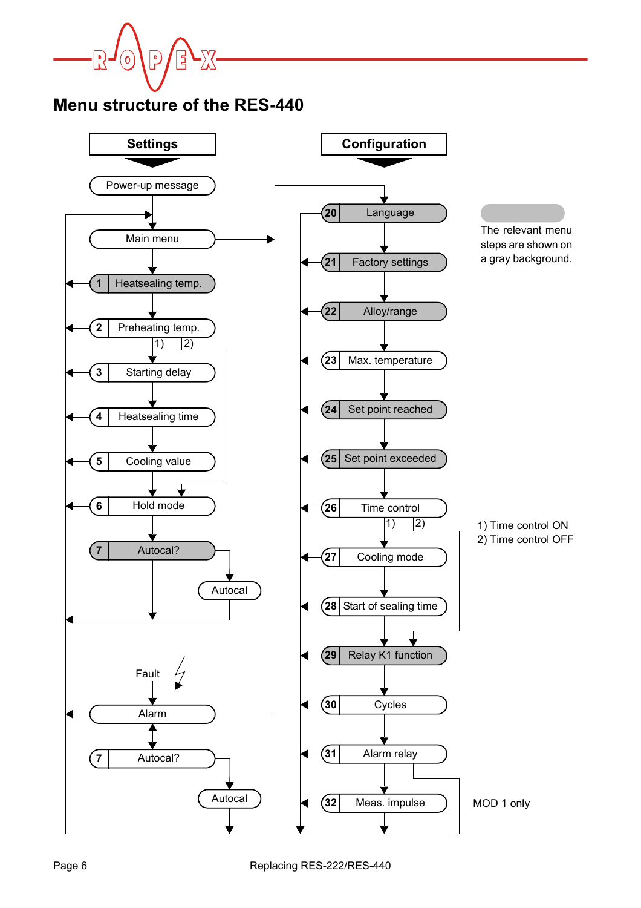# Menu structure of the RES-440

**Settings**

Power-up message

Main menu

1 Heatsealing temp.

2 Preheating temp.

1) 2)

3 Starting delay

4 Heatsealing time

5 Cooling value

6 Hold mode

7 Autocal?

Autocal

Fault

Alarm

7 Autocal?

Autocal

**Configuration**

20 Language

21 Factory settings

22 Alloy/range

23 Max. temperature

24 Set point reached

25 Set point exceeded

26 Time control

1) 2)

27 Cooling mode

28 Start of sealing time

29 Relay K1 function

30 Cycles

31 Alarm relay

32 Meas. impulse

The relevant menu steps are shown on a gray background.

1) Time control ON
2) Time control OFF

MOD 1 only

Replacing RES-222/RES-440